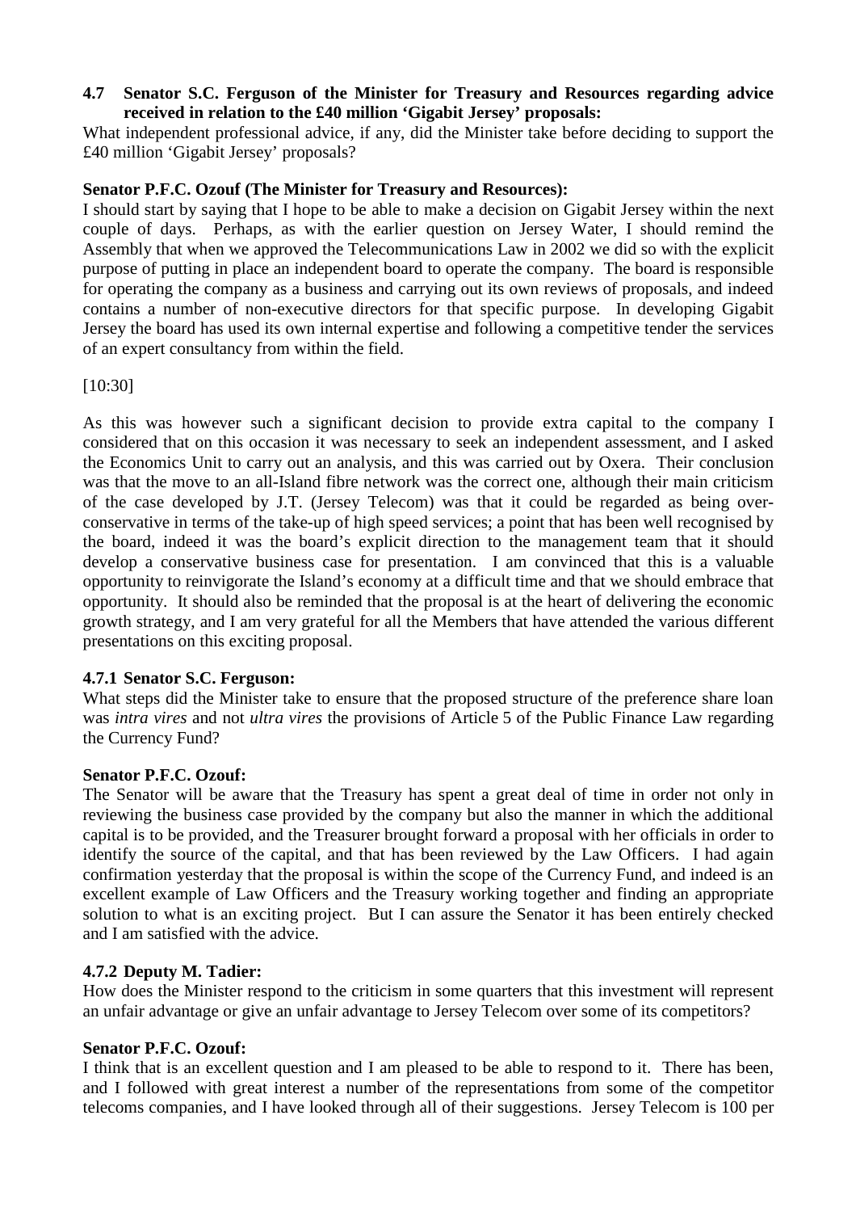**4.7 Senator S.C. Ferguson of the Minister for Treasury and Resources regarding advice received in relation to the £40 million 'Gigabit Jersey' proposals:**

What independent professional advice, if any, did the Minister take before deciding to support the £40 million 'Gigabit Jersey' proposals?

**Senator P.F.C. Ozouf (The Minister for Treasury and Resources):**

I should start by saying that I hope to be able to make a decision on Gigabit Jersey within the next couple of days. Perhaps, as with the earlier question on Jersey Water, I should remind the Assembly that when we approved the Telecommunications Law in 2002 we did so with the explicit purpose of putting in place an independent board to operate the company. The board is responsible for operating the company as a business and carrying out its own reviews of proposals, and indeed contains a number of non-executive directors for that specific purpose. In developing Gigabit Jersey the board has used its own internal expertise and following a competitive tender the services of an expert consultancy from within the field.

[10:30]

As this was however such a significant decision to provide extra capital to the company I considered that on this occasion it was necessary to seek an independent assessment, and I asked the Economics Unit to carry out an analysis, and this was carried out by Oxera. Their conclusion was that the move to an all-Island fibre network was the correct one, although their main criticism of the case developed by J.T. (Jersey Telecom) was that it could be regarded as being over-conservative in terms of the take-up of high speed services; a point that has been well recognised by the board, indeed it was the board's explicit direction to the management team that it should develop a conservative business case for presentation. I am convinced that this is a valuable opportunity to reinvigorate the Island's economy at a difficult time and that we should embrace that opportunity. It should also be reminded that the proposal is at the heart of delivering the economic growth strategy, and I am very grateful for all the Members that have attended the various different presentations on this exciting proposal.

**4.7.1 Senator S.C. Ferguson:**

What steps did the Minister take to ensure that the proposed structure of the preference share loan was *intra vires* and not *ultra vires* the provisions of Article 5 of the Public Finance Law regarding the Currency Fund?

**Senator P.F.C. Ozouf:**

The Senator will be aware that the Treasury has spent a great deal of time in order not only in reviewing the business case provided by the company but also the manner in which the additional capital is to be provided, and the Treasurer brought forward a proposal with her officials in order to identify the source of the capital, and that has been reviewed by the Law Officers. I had again confirmation yesterday that the proposal is within the scope of the Currency Fund, and indeed is an excellent example of Law Officers and the Treasury working together and finding an appropriate solution to what is an exciting project. But I can assure the Senator it has been entirely checked and I am satisfied with the advice.

**4.7.2 Deputy M. Tadier:**

How does the Minister respond to the criticism in some quarters that this investment will represent an unfair advantage or give an unfair advantage to Jersey Telecom over some of its competitors?

**Senator P.F.C. Ozouf:**

I think that is an excellent question and I am pleased to be able to respond to it. There has been, and I followed with great interest a number of the representations from some of the competitor telecoms companies, and I have looked through all of their suggestions. Jersey Telecom is 100 per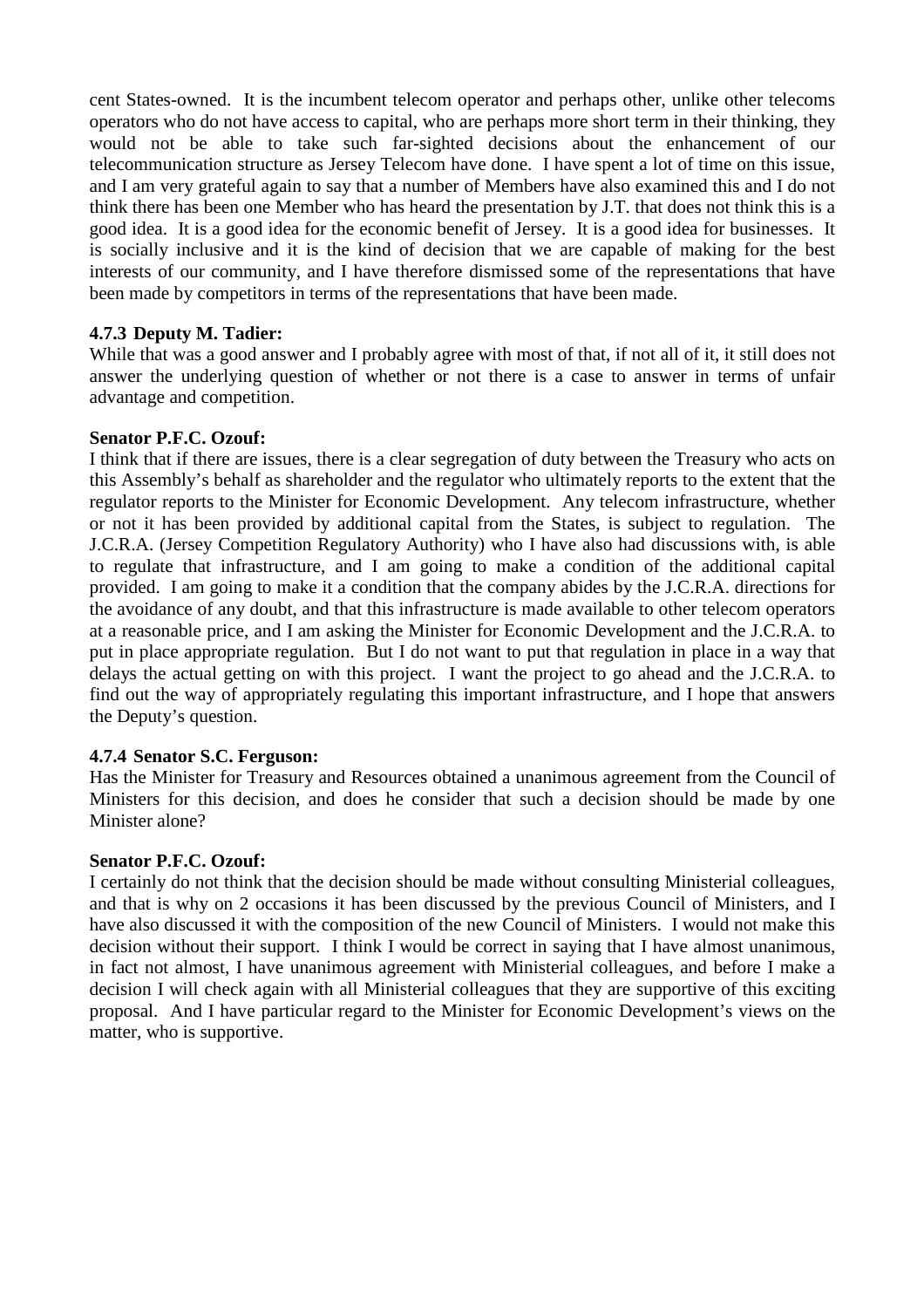cent States-owned. It is the incumbent telecom operator and perhaps other, unlike other telecoms operators who do not have access to capital, who are perhaps more short term in their thinking, they would not be able to take such far-sighted decisions about the enhancement of our telecommunication structure as Jersey Telecom have done. I have spent a lot of time on this issue, and I am very grateful again to say that a number of Members have also examined this and I do not think there has been one Member who has heard the presentation by J.T. that does not think this is a good idea. It is a good idea for the economic benefit of Jersey. It is a good idea for businesses. It is socially inclusive and it is the kind of decision that we are capable of making for the best interests of our community, and I have therefore dismissed some of the representations that have been made by competitors in terms of the representations that have been made.

#### 4.7.3 Deputy M. Tadier:

While that was a good answer and I probably agree with most of that, if not all of it, it still does not answer the underlying question of whether or not there is a case to answer in terms of unfair advantage and competition.

**Senator P.F.C. Ozouf:**

I think that if there are issues, there is a clear segregation of duty between the Treasury who acts on this Assembly's behalf as shareholder and the regulator who ultimately reports to the extent that the regulator reports to the Minister for Economic Development. Any telecom infrastructure, whether or not it has been provided by additional capital from the States, is subject to regulation. The J.C.R.A. (Jersey Competition Regulatory Authority) who I have also had discussions with, is able to regulate that infrastructure, and I am going to make a condition of the additional capital provided. I am going to make it a condition that the company abides by the J.C.R.A. directions for the avoidance of any doubt, and that this infrastructure is made available to other telecom operators at a reasonable price, and I am asking the Minister for Economic Development and the J.C.R.A. to put in place appropriate regulation. But I do not want to put that regulation in place in a way that delays the actual getting on with this project. I want the project to go ahead and the J.C.R.A. to find out the way of appropriately regulating this important infrastructure, and I hope that answers the Deputy's question.

#### 4.7.4 Senator S.C. Ferguson:

Has the Minister for Treasury and Resources obtained a unanimous agreement from the Council of Ministers for this decision, and does he consider that such a decision should be made by one Minister alone?

**Senator P.F.C. Ozouf:**

I certainly do not think that the decision should be made without consulting Ministerial colleagues, and that is why on 2 occasions it has been discussed by the previous Council of Ministers, and I have also discussed it with the composition of the new Council of Ministers. I would not make this decision without their support. I think I would be correct in saying that I have almost unanimous, in fact not almost, I have unanimous agreement with Ministerial colleagues, and before I make a decision I will check again with all Ministerial colleagues that they are supportive of this exciting proposal. And I have particular regard to the Minister for Economic Development's views on the matter, who is supportive.